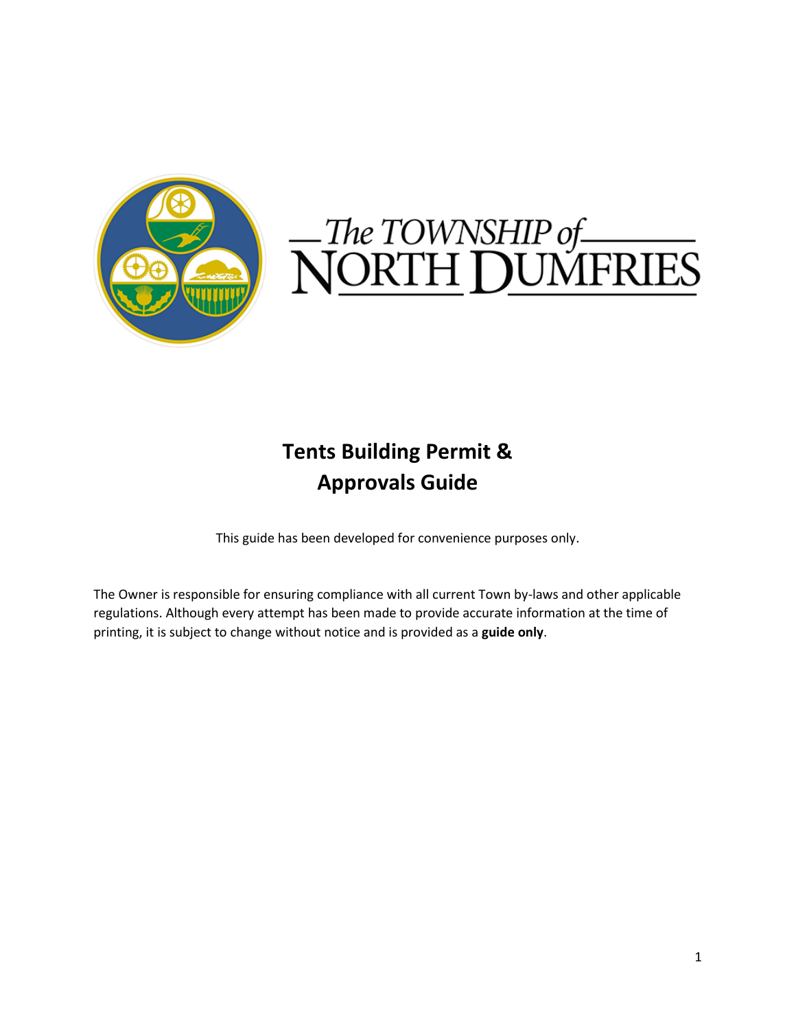The TOWNSHIP of NORTH DUMFRIES

# Tents Building Permit & Approvals Guide

This guide has been developed for convenience purposes only.

The Owner is responsible for ensuring compliance with all current Town by-laws and other applicable regulations. Although every attempt has been made to provide accurate information at the time of printing, it is subject to change without notice and is provided as a **guide only**.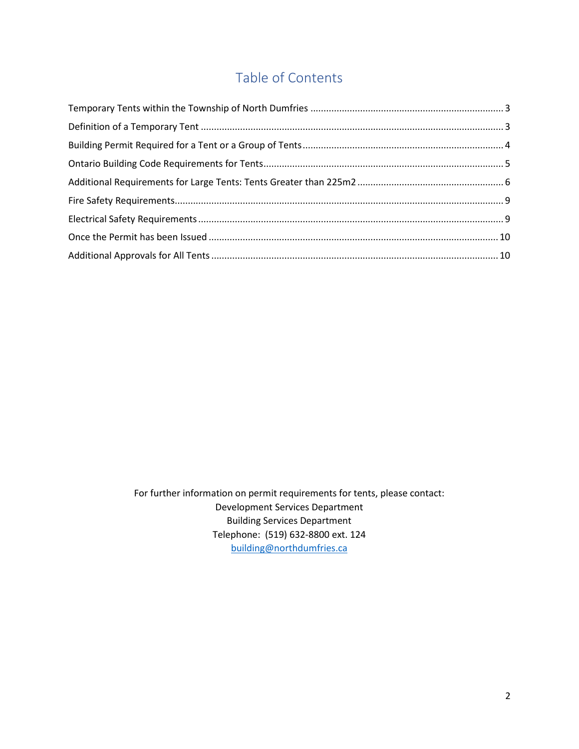# Table of Contents

Temporary Tents within the Township of North Dumfries ........................................................................ 3
Definition of a Temporary Tent .................................................................................................................. 3
Building Permit Required for a Tent or a Group of Tents ........................................................................... 4
Ontario Building Code Requirements for Tents .......................................................................................... 5
Additional Requirements for Large Tents: Tents Greater than 225m2 ...................................................... 6
Fire Safety Requirements ............................................................................................................................ 9
Electrical Safety Requirements ................................................................................................................... 9
Once the Permit has been Issued ............................................................................................................. 10
Additional Approvals for All Tents ............................................................................................................ 10

For further information on permit requirements for tents, please contact:
Development Services Department
Building Services Department
Telephone: (519) 632-8800 ext. 124
building@northdumfries.ca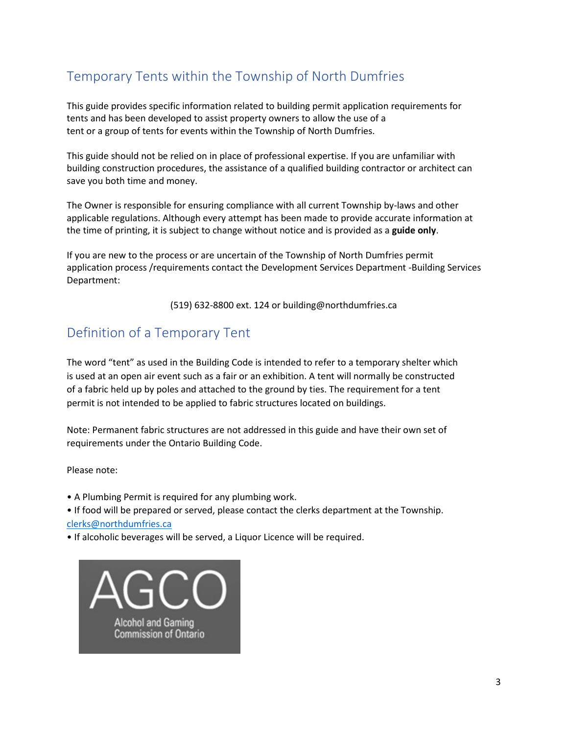## Temporary Tents within the Township of North Dumfries

This guide provides specific information related to building permit application requirements for tents and has been developed to assist property owners to allow the use of a tent or a group of tents for events within the Township of North Dumfries.

This guide should not be relied on in place of professional expertise. If you are unfamiliar with building construction procedures, the assistance of a qualified building contractor or architect can save you both time and money.

The Owner is responsible for ensuring compliance with all current Township by-laws and other applicable regulations. Although every attempt has been made to provide accurate information at the time of printing, it is subject to change without notice and is provided as a **guide only**.

If you are new to the process or are uncertain of the Township of North Dumfries permit application process /requirements contact the Development Services Department -Building Services Department:

(519) 632-8800 ext. 124 or building@northdumfries.ca

## Definition of a Temporary Tent

The word "tent" as used in the Building Code is intended to refer to a temporary shelter which is used at an open air event such as a fair or an exhibition. A tent will normally be constructed of a fabric held up by poles and attached to the ground by ties. The requirement for a tent permit is not intended to be applied to fabric structures located on buildings.

Note: Permanent fabric structures are not addressed in this guide and have their own set of requirements under the Ontario Building Code.

Please note:

- A Plumbing Permit is required for any plumbing work.
- If food will be prepared or served, please contact the clerks department at the Township. clerks@northdumfries.ca
- If alcoholic beverages will be served, a Liquor Licence will be required.

AGCO
Alcohol and Gaming
Commission of Ontario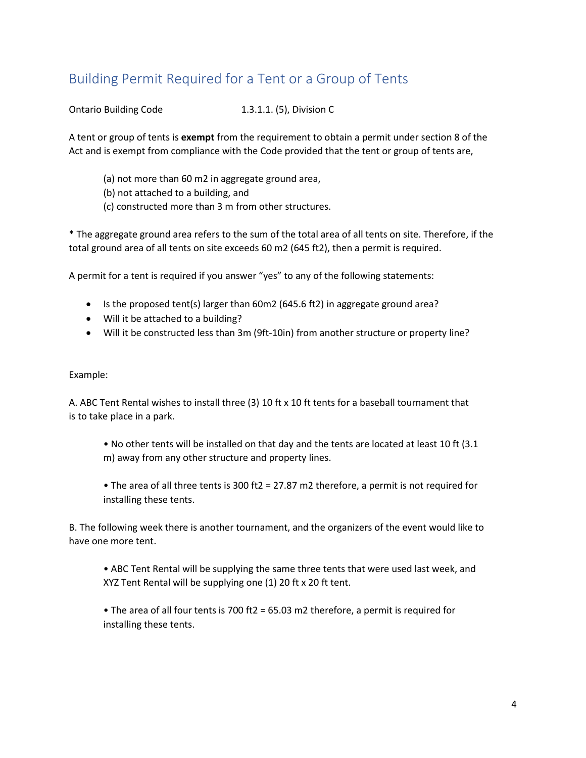## Building Permit Required for a Tent or a Group of Tents

Ontario Building Code 1.3.1.1. (5), Division C

A tent or group of tents is **exempt** from the requirement to obtain a permit under section 8 of the Act and is exempt from compliance with the Code provided that the tent or group of tents are,

(a) not more than 60 m2 in aggregate ground area,
(b) not attached to a building, and
(c) constructed more than 3 m from other structures.

* The aggregate ground area refers to the sum of the total area of all tents on site. Therefore, if the total ground area of all tents on site exceeds 60 m2 (645 ft2), then a permit is required.

A permit for a tent is required if you answer "yes" to any of the following statements:

- Is the proposed tent(s) larger than 60m2 (645.6 ft2) in aggregate ground area?
- Will it be attached to a building?
- Will it be constructed less than 3m (9ft-10in) from another structure or property line?

Example:

A. ABC Tent Rental wishes to install three (3) 10 ft x 10 ft tents for a baseball tournament that is to take place in a park.

- No other tents will be installed on that day and the tents are located at least 10 ft (3.1 m) away from any other structure and property lines.
- The area of all three tents is 300 ft2 = 27.87 m2 therefore, a permit is not required for installing these tents.

B. The following week there is another tournament, and the organizers of the event would like to have one more tent.

- ABC Tent Rental will be supplying the same three tents that were used last week, and XYZ Tent Rental will be supplying one (1) 20 ft x 20 ft tent.
- The area of all four tents is 700 ft2 = 65.03 m2 therefore, a permit is required for installing these tents.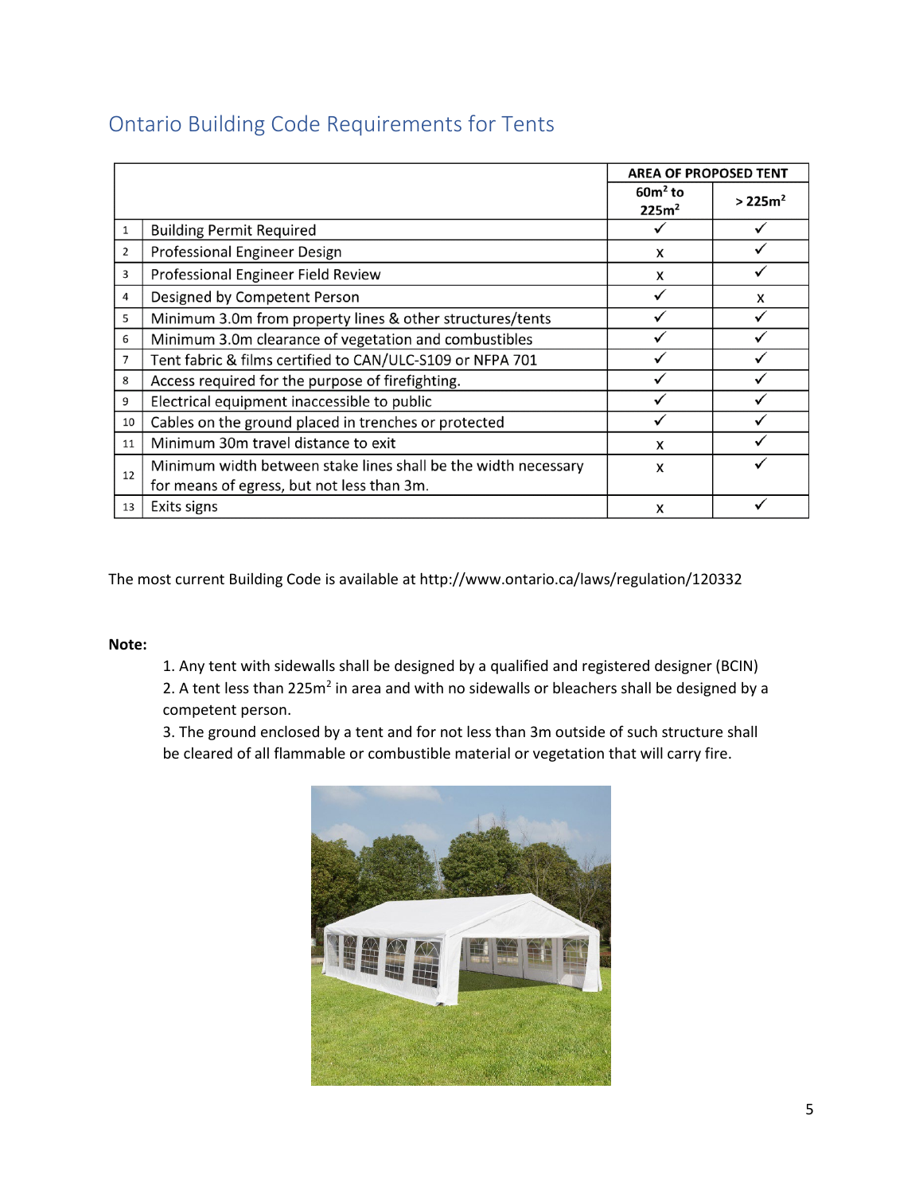## Ontario Building Code Requirements for Tents

| | | AREA OF PROPOSED TENT | |
|---|---|---|---|
| | | $60m^2$ to $225m^2$ | $> 225m^2$ |
| 1 | Building Permit Required | ✓ | ✓ |
| 2 | Professional Engineer Design | x | ✓ |
| 3 | Professional Engineer Field Review | x | ✓ |
| 4 | Designed by Competent Person | ✓ | x |
| 5 | Minimum 3.0m from property lines & other structures/tents | ✓ | ✓ |
| 6 | Minimum 3.0m clearance of vegetation and combustibles | ✓ | ✓ |
| 7 | Tent fabric & films certified to CAN/ULC-S109 or NFPA 701 | ✓ | ✓ |
| 8 | Access required for the purpose of firefighting. | ✓ | ✓ |
| 9 | Electrical equipment inaccessible to public | ✓ | ✓ |
| 10 | Cables on the ground placed in trenches or protected | ✓ | ✓ |
| 11 | Minimum 30m travel distance to exit | x | ✓ |
| 12 | Minimum width between stake lines shall be the width necessary for means of egress, but not less than 3m. | x | ✓ |
| 13 | Exits signs | x | ✓ |

The most current Building Code is available at http://www.ontario.ca/laws/regulation/120332

**Note:**

1. Any tent with sidewalls shall be designed by a qualified and registered designer (BCIN)
2. A tent less than $225m^2$ in area and with no sidewalls or bleachers shall be designed by a competent person.
3. The ground enclosed by a tent and for not less than 3m outside of such structure shall be cleared of all flammable or combustible material or vegetation that will carry fire.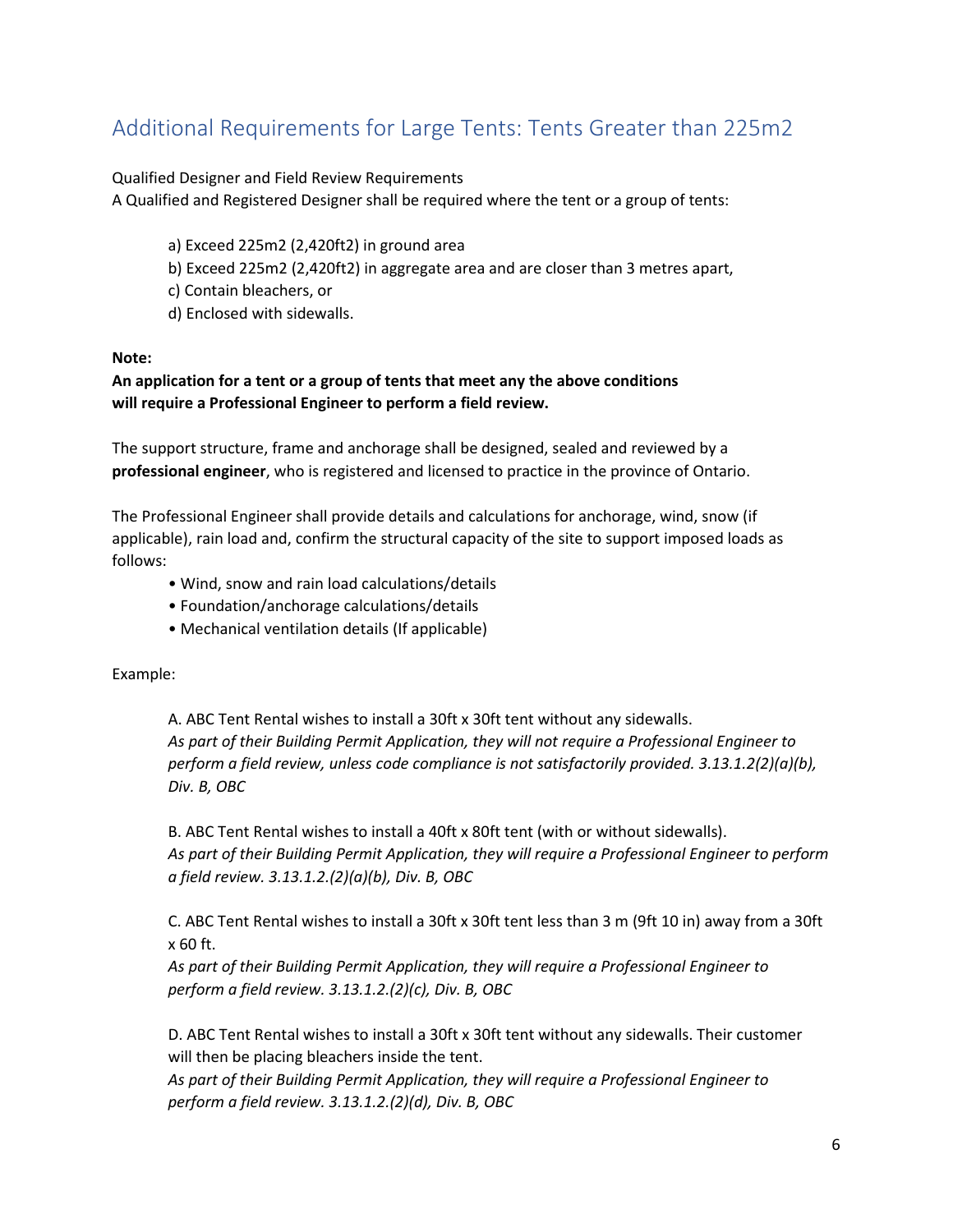## Additional Requirements for Large Tents: Tents Greater than 225m2

Qualified Designer and Field Review Requirements

A Qualified and Registered Designer shall be required where the tent or a group of tents:

a) Exceed 225m2 (2,420ft2) in ground area

b) Exceed 225m2 (2,420ft2) in aggregate area and are closer than 3 metres apart,

c) Contain bleachers, or

d) Enclosed with sidewalls.

**Note:**

**An application for a tent or a group of tents that meet any the above conditions will require a Professional Engineer to perform a field review.**

The support structure, frame and anchorage shall be designed, sealed and reviewed by a **professional engineer**, who is registered and licensed to practice in the province of Ontario.

The Professional Engineer shall provide details and calculations for anchorage, wind, snow (if applicable), rain load and, confirm the structural capacity of the site to support imposed loads as follows:

- Wind, snow and rain load calculations/details
- Foundation/anchorage calculations/details
- Mechanical ventilation details (If applicable)

Example:

A. ABC Tent Rental wishes to install a 30ft x 30ft tent without any sidewalls.
*As part of their Building Permit Application, they will not require a Professional Engineer to perform a field review, unless code compliance is not satisfactorily provided. 3.13.1.2(2)(a)(b), Div. B, OBC*

B. ABC Tent Rental wishes to install a 40ft x 80ft tent (with or without sidewalls).
*As part of their Building Permit Application, they will require a Professional Engineer to perform a field review. 3.13.1.2.(2)(a)(b), Div. B, OBC*

C. ABC Tent Rental wishes to install a 30ft x 30ft tent less than 3 m (9ft 10 in) away from a 30ft x 60 ft.
*As part of their Building Permit Application, they will require a Professional Engineer to perform a field review. 3.13.1.2.(2)(c), Div. B, OBC*

D. ABC Tent Rental wishes to install a 30ft x 30ft tent without any sidewalls. Their customer will then be placing bleachers inside the tent.
*As part of their Building Permit Application, they will require a Professional Engineer to perform a field review. 3.13.1.2.(2)(d), Div. B, OBC*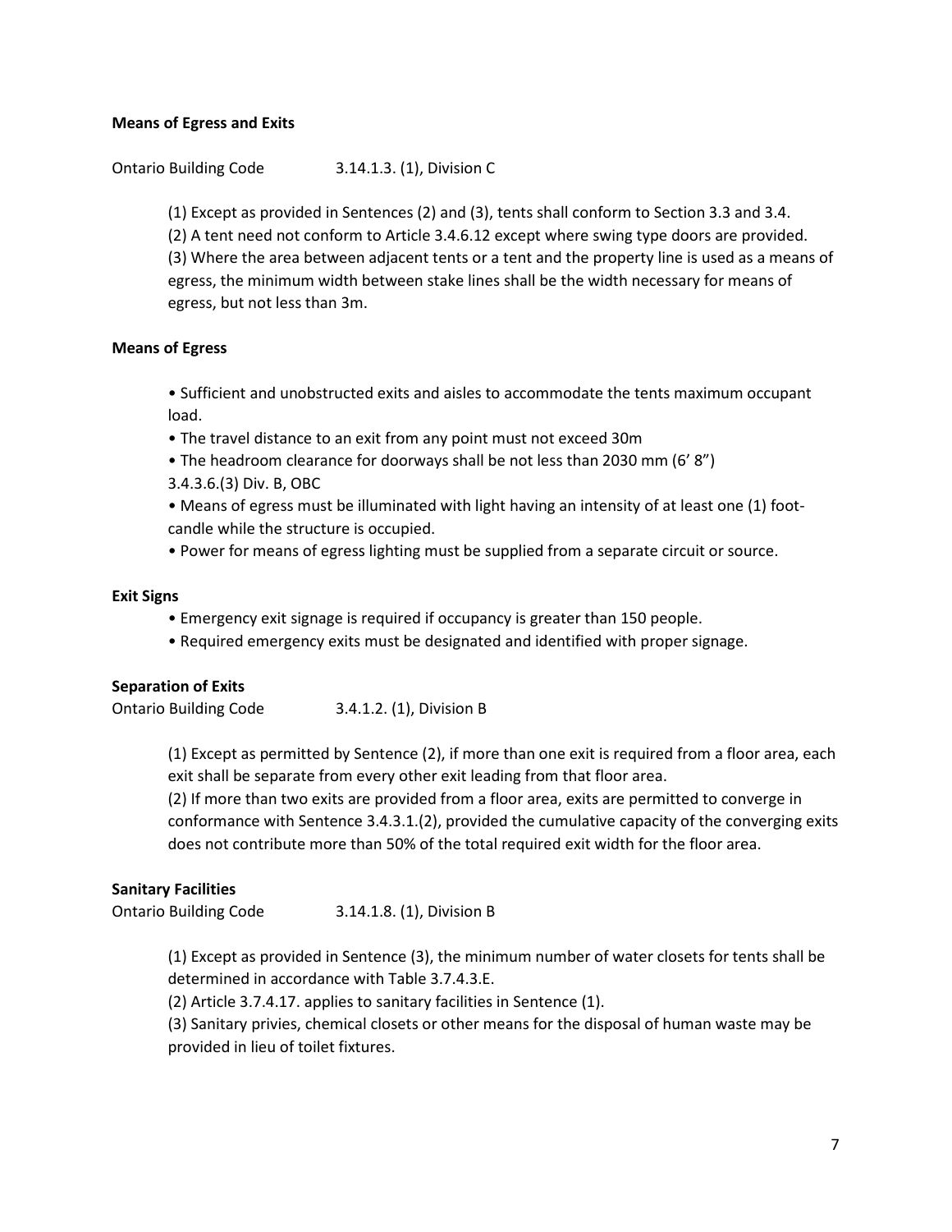**Means of Egress and Exits**

Ontario Building Code 3.14.1.3. (1), Division C

(1) Except as provided in Sentences (2) and (3), tents shall conform to Section 3.3 and 3.4.
(2) A tent need not conform to Article 3.4.6.12 except where swing type doors are provided.
(3) Where the area between adjacent tents or a tent and the property line is used as a means of egress, the minimum width between stake lines shall be the width necessary for means of egress, but not less than 3m.

**Means of Egress**

- Sufficient and unobstructed exits and aisles to accommodate the tents maximum occupant load.
- The travel distance to an exit from any point must not exceed 30m
- The headroom clearance for doorways shall be not less than 2030 mm (6' 8")
  3.4.3.6.(3) Div. B, OBC
- Means of egress must be illuminated with light having an intensity of at least one (1) foot-candle while the structure is occupied.
- Power for means of egress lighting must be supplied from a separate circuit or source.

**Exit Signs**

- Emergency exit signage is required if occupancy is greater than 150 people.
- Required emergency exits must be designated and identified with proper signage.

**Separation of Exits**

Ontario Building Code 3.4.1.2. (1), Division B

(1) Except as permitted by Sentence (2), if more than one exit is required from a floor area, each exit shall be separate from every other exit leading from that floor area.
(2) If more than two exits are provided from a floor area, exits are permitted to converge in conformance with Sentence 3.4.3.1.(2), provided the cumulative capacity of the converging exits does not contribute more than 50% of the total required exit width for the floor area.

**Sanitary Facilities**

Ontario Building Code 3.14.1.8. (1), Division B

(1) Except as provided in Sentence (3), the minimum number of water closets for tents shall be determined in accordance with Table 3.7.4.3.E.
(2) Article 3.7.4.17. applies to sanitary facilities in Sentence (1).
(3) Sanitary privies, chemical closets or other means for the disposal of human waste may be provided in lieu of toilet fixtures.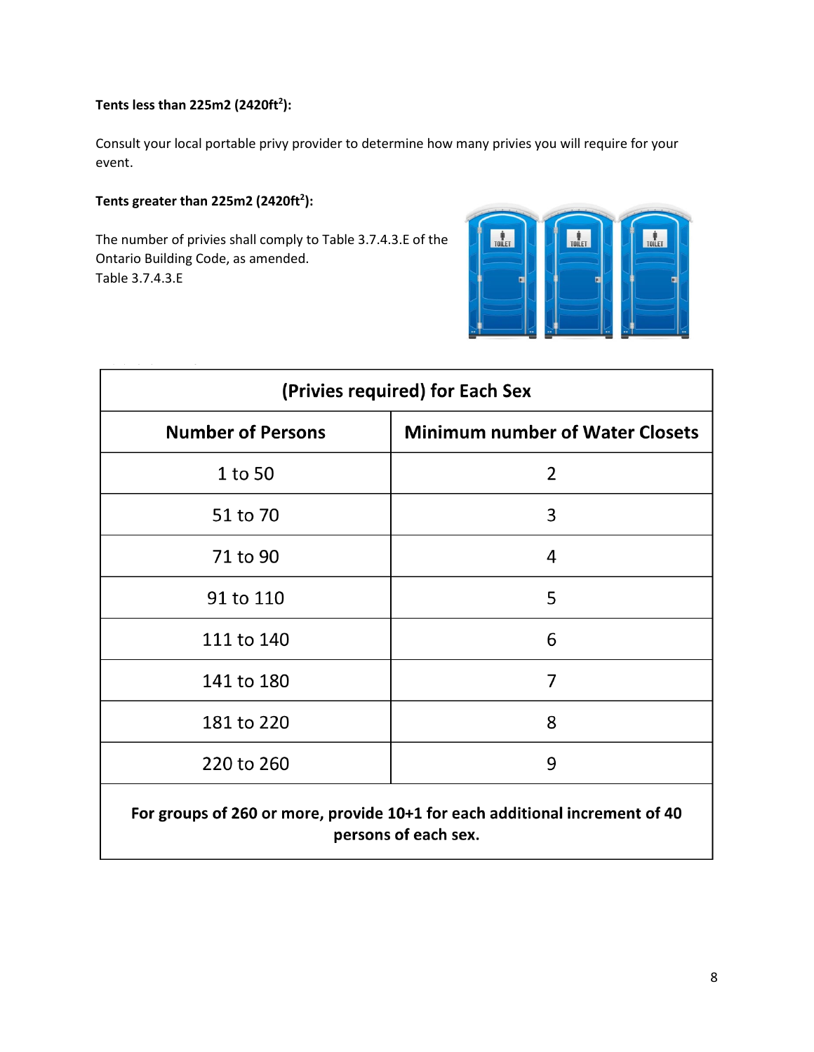**Tents less than 225m2 (2420ft$^2$):**

Consult your local portable privy provider to determine how many privies you will require for your event.

**Tents greater than 225m2 (2420ft$^2$):**

The number of privies shall comply to Table 3.7.4.3.E of the Ontario Building Code, as amended.
Table 3.7.4.3.E

| (Privies required) for Each Sex | |
|---|---|
| **Number of Persons** | **Minimum number of Water Closets** |
| 1 to 50 | 2 |
| 51 to 70 | 3 |
| 71 to 90 | 4 |
| 91 to 110 | 5 |
| 111 to 140 | 6 |
| 141 to 180 | 7 |
| 181 to 220 | 8 |
| 220 to 260 | 9 |
| **For groups of 260 or more, provide 10+1 for each additional increment of 40 persons of each sex.** | |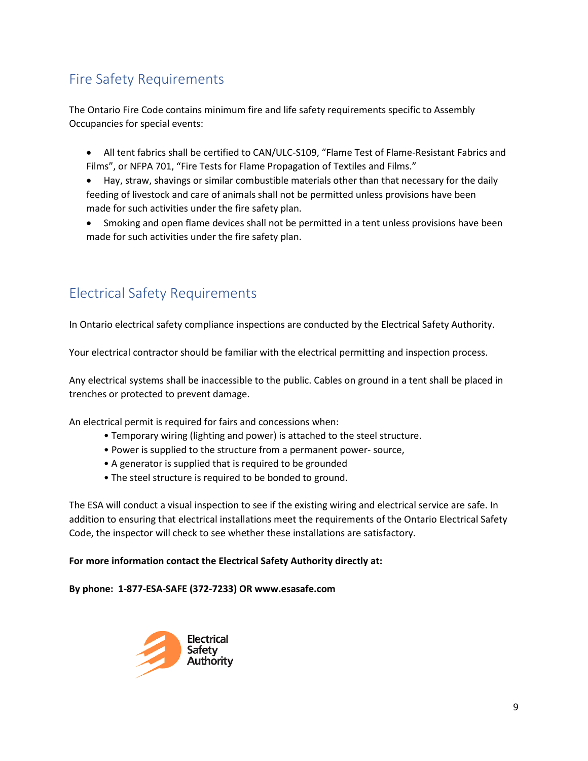## Fire Safety Requirements

The Ontario Fire Code contains minimum fire and life safety requirements specific to Assembly Occupancies for special events:

- All tent fabrics shall be certified to CAN/ULC-S109, "Flame Test of Flame-Resistant Fabrics and Films", or NFPA 701, "Fire Tests for Flame Propagation of Textiles and Films."
- Hay, straw, shavings or similar combustible materials other than that necessary for the daily feeding of livestock and care of animals shall not be permitted unless provisions have been made for such activities under the fire safety plan.
- Smoking and open flame devices shall not be permitted in a tent unless provisions have been made for such activities under the fire safety plan.

## Electrical Safety Requirements

In Ontario electrical safety compliance inspections are conducted by the Electrical Safety Authority.

Your electrical contractor should be familiar with the electrical permitting and inspection process.

Any electrical systems shall be inaccessible to the public. Cables on ground in a tent shall be placed in trenches or protected to prevent damage.

An electrical permit is required for fairs and concessions when:

- Temporary wiring (lighting and power) is attached to the steel structure.
- Power is supplied to the structure from a permanent power- source,
- A generator is supplied that is required to be grounded
- The steel structure is required to be bonded to ground.

The ESA will conduct a visual inspection to see if the existing wiring and electrical service are safe. In addition to ensuring that electrical installations meet the requirements of the Ontario Electrical Safety Code, the inspector will check to see whether these installations are satisfactory.

**For more information contact the Electrical Safety Authority directly at:**

**By phone: 1-877-ESA-SAFE (372-7233) OR www.esasafe.com**

Electrical Safety Authority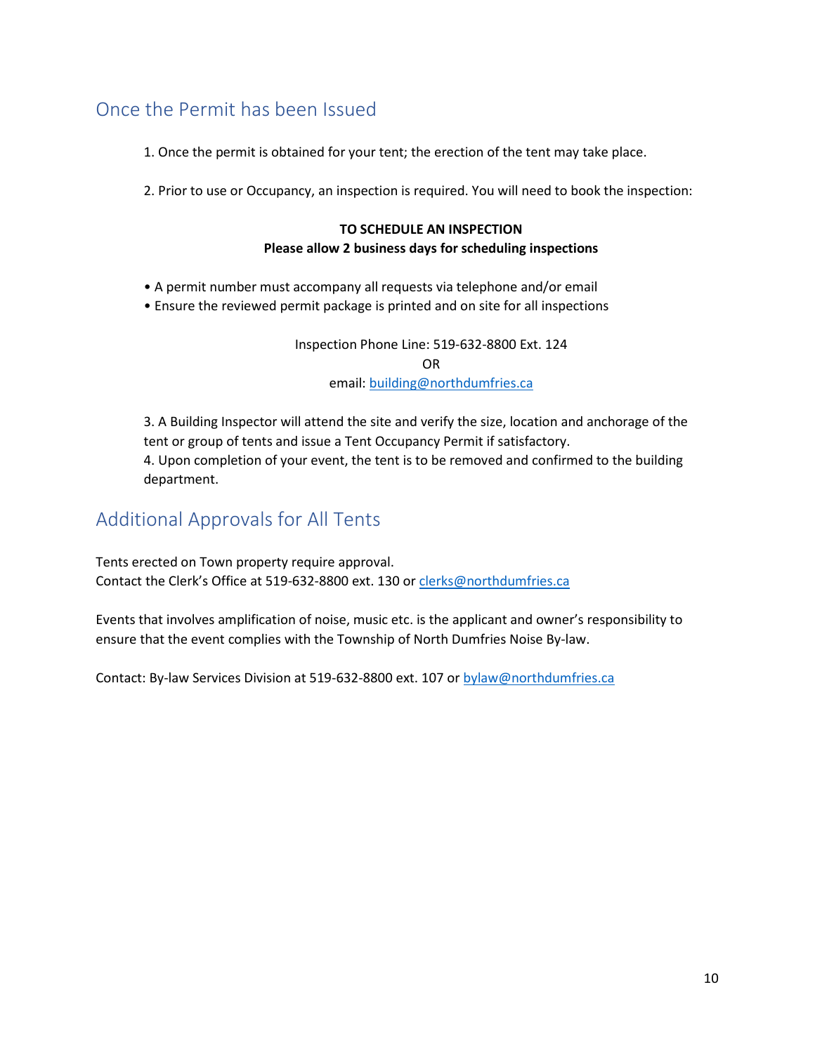## Once the Permit has been Issued

1. Once the permit is obtained for your tent; the erection of the tent may take place.

2. Prior to use or Occupancy, an inspection is required. You will need to book the inspection:

**TO SCHEDULE AN INSPECTION**
**Please allow 2 business days for scheduling inspections**

- A permit number must accompany all requests via telephone and/or email
- Ensure the reviewed permit package is printed and on site for all inspections

Inspection Phone Line: 519-632-8800 Ext. 124
OR
email: building@northdumfries.ca

3. A Building Inspector will attend the site and verify the size, location and anchorage of the tent or group of tents and issue a Tent Occupancy Permit if satisfactory.
4. Upon completion of your event, the tent is to be removed and confirmed to the building department.

## Additional Approvals for All Tents

Tents erected on Town property require approval.
Contact the Clerk's Office at 519-632-8800 ext. 130 or clerks@northdumfries.ca

Events that involves amplification of noise, music etc. is the applicant and owner's responsibility to ensure that the event complies with the Township of North Dumfries Noise By-law.

Contact: By-law Services Division at 519-632-8800 ext. 107 or bylaw@northdumfries.ca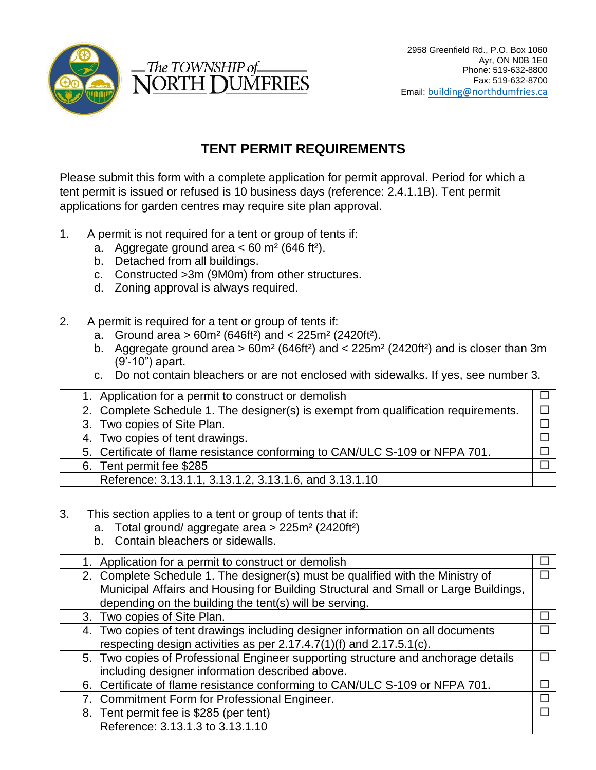The TOWNSHIP of NORTH DUMFRIES

2958 Greenfield Rd., P.O. Box 1060
Ayr, ON N0B 1E0
Phone: 519-632-8800
Fax: 519-632-8700
Email: building@northdumfries.ca

# TENT PERMIT REQUIREMENTS

Please submit this form with a complete application for permit approval. Period for which a tent permit is issued or refused is 10 business days (reference: 2.4.1.1B). Tent permit applications for garden centres may require site plan approval.

1. A permit is not required for a tent or group of tents if:
   a. Aggregate ground area < 60 m² (646 ft²).
   b. Detached from all buildings.
   c. Constructed >3m (9M0m) from other structures.
   d. Zoning approval is always required.

2. A permit is required for a tent or group of tents if:
   a. Ground area > 60m² (646ft²) and < 225m² (2420ft²).
   b. Aggregate ground area > 60m² (646ft²) and < 225m² (2420ft²) and is closer than 3m (9'-10") apart.
   c. Do not contain bleachers or are not enclosed with sidewalks. If yes, see number 3.

| | |
|---|---|
| 1. Application for a permit to construct or demolish | ☐ |
| 2. Complete Schedule 1. The designer(s) is exempt from qualification requirements. | ☐ |
| 3. Two copies of Site Plan. | ☐ |
| 4. Two copies of tent drawings. | ☐ |
| 5. Certificate of flame resistance conforming to CAN/ULC S-109 or NFPA 701. | ☐ |
| 6. Tent permit fee $285 | ☐ |
| Reference: 3.13.1.1, 3.13.1.2, 3.13.1.6, and 3.13.1.10 | |

3. This section applies to a tent or group of tents that if:
   a. Total ground/ aggregate area > 225m² (2420ft²)
   b. Contain bleachers or sidewalls.

| | |
|---|---|
| 1. Application for a permit to construct or demolish | ☐ |
| 2. Complete Schedule 1. The designer(s) must be qualified with the Ministry of Municipal Affairs and Housing for Building Structural and Small or Large Buildings, depending on the building the tent(s) will be serving. | ☐ |
| 3. Two copies of Site Plan. | ☐ |
| 4. Two copies of tent drawings including designer information on all documents respecting design activities as per 2.17.4.7(1)(f) and 2.17.5.1(c). | ☐ |
| 5. Two copies of Professional Engineer supporting structure and anchorage details including designer information described above. | ☐ |
| 6. Certificate of flame resistance conforming to CAN/ULC S-109 or NFPA 701. | ☐ |
| 7. Commitment Form for Professional Engineer. | ☐ |
| 8. Tent permit fee is $285 (per tent) | ☐ |
| Reference: 3.13.1.3 to 3.13.1.10 | |